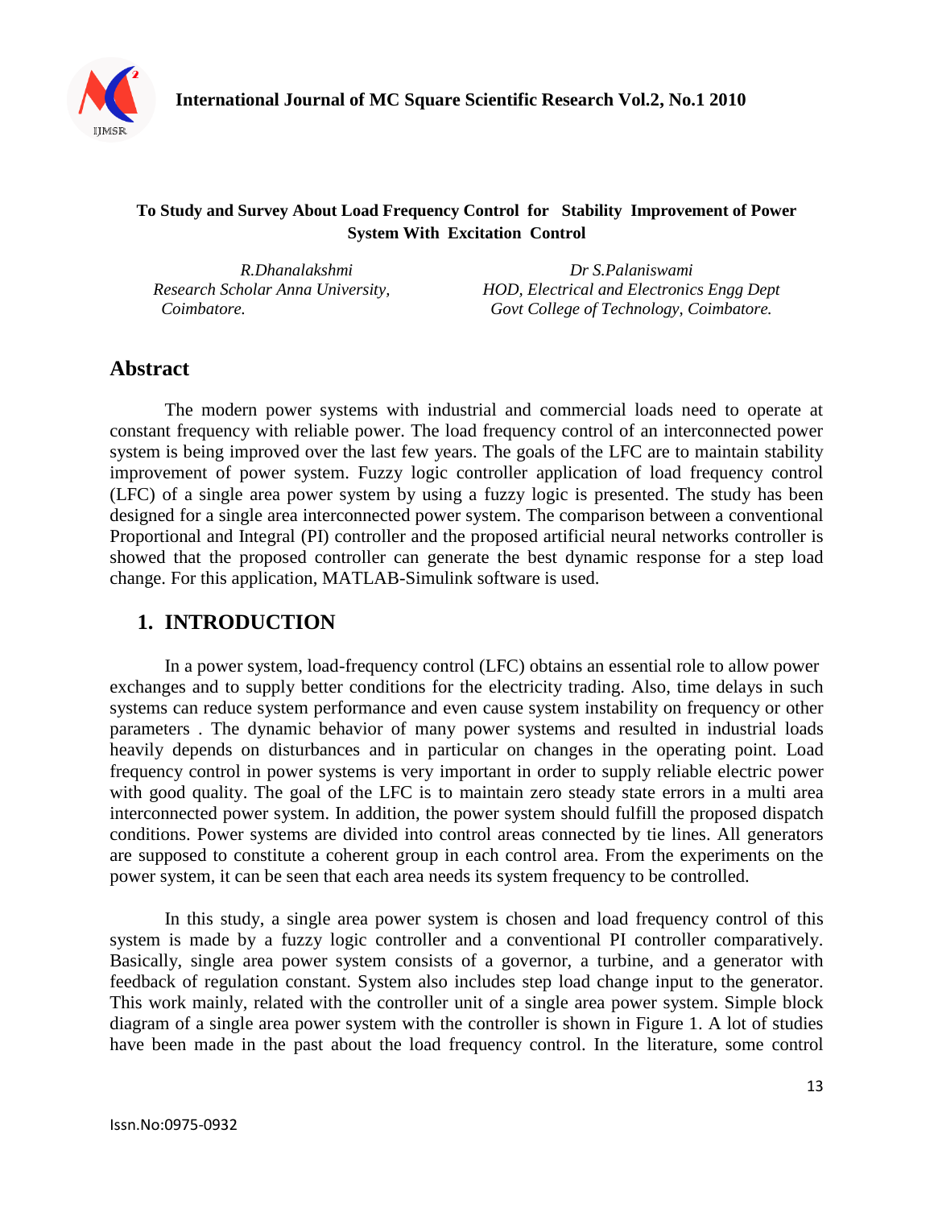**To Study and Survey About Load Frequency Control for Stability Improvement of Power System With Excitation Control**

*R.Dhanalakshmi*
*Research Scholar Anna University, Coimbatore.*

*Dr S.Palaniswami*
*HOD, Electrical and Electronics Engg Dept Govt College of Technology, Coimbatore.*

## Abstract

The modern power systems with industrial and commercial loads need to operate at constant frequency with reliable power. The load frequency control of an interconnected power system is being improved over the last few years. The goals of the LFC are to maintain stability improvement of power system. Fuzzy logic controller application of load frequency control (LFC) of a single area power system by using a fuzzy logic is presented. The study has been designed for a single area interconnected power system. The comparison between a conventional Proportional and Integral (PI) controller and the proposed artificial neural networks controller is showed that the proposed controller can generate the best dynamic response for a step load change. For this application, MATLAB-Simulink software is used.

## 1. INTRODUCTION

In a power system, load-frequency control (LFC) obtains an essential role to allow power exchanges and to supply better conditions for the electricity trading. Also, time delays in such systems can reduce system performance and even cause system instability on frequency or other parameters . The dynamic behavior of many power systems and resulted in industrial loads heavily depends on disturbances and in particular on changes in the operating point. Load frequency control in power systems is very important in order to supply reliable electric power with good quality. The goal of the LFC is to maintain zero steady state errors in a multi area interconnected power system. In addition, the power system should fulfill the proposed dispatch conditions. Power systems are divided into control areas connected by tie lines. All generators are supposed to constitute a coherent group in each control area. From the experiments on the power system, it can be seen that each area needs its system frequency to be controlled.

In this study, a single area power system is chosen and load frequency control of this system is made by a fuzzy logic controller and a conventional PI controller comparatively. Basically, single area power system consists of a governor, a turbine, and a generator with feedback of regulation constant. System also includes step load change input to the generator. This work mainly, related with the controller unit of a single area power system. Simple block diagram of a single area power system with the controller is shown in Figure 1. A lot of studies have been made in the past about the load frequency control. In the literature, some control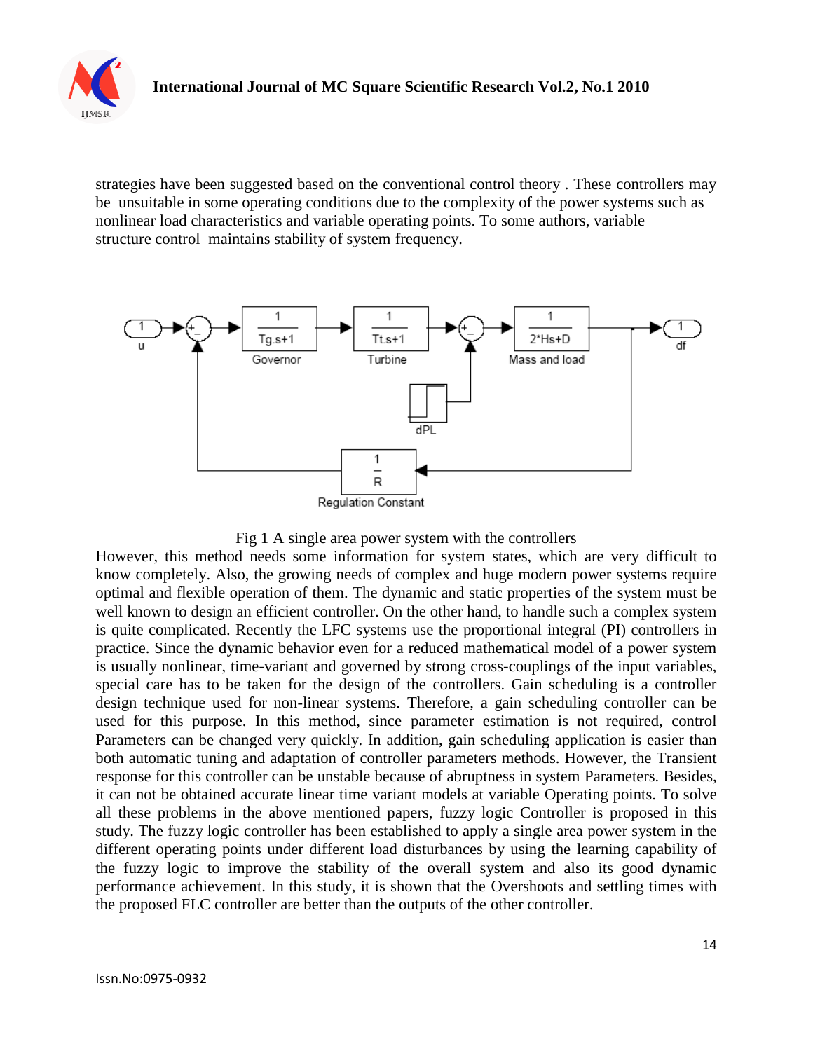strategies have been suggested based on the conventional control theory . These controllers may be unsuitable in some operating conditions due to the complexity of the power systems such as nonlinear load characteristics and variable operating points. To some authors, variable structure control maintains stability of system frequency.

Fig 1 A single area power system with the controllers

However, this method needs some information for system states, which are very difficult to know completely. Also, the growing needs of complex and huge modern power systems require optimal and flexible operation of them. The dynamic and static properties of the system must be well known to design an efficient controller. On the other hand, to handle such a complex system is quite complicated. Recently the LFC systems use the proportional integral (PI) controllers in practice. Since the dynamic behavior even for a reduced mathematical model of a power system is usually nonlinear, time-variant and governed by strong cross-couplings of the input variables, special care has to be taken for the design of the controllers. Gain scheduling is a controller design technique used for non-linear systems. Therefore, a gain scheduling controller can be used for this purpose. In this method, since parameter estimation is not required, control Parameters can be changed very quickly. In addition, gain scheduling application is easier than both automatic tuning and adaptation of controller parameters methods. However, the Transient response for this controller can be unstable because of abruptness in system Parameters. Besides, it can not be obtained accurate linear time variant models at variable Operating points. To solve all these problems in the above mentioned papers, fuzzy logic Controller is proposed in this study. The fuzzy logic controller has been established to apply a single area power system in the different operating points under different load disturbances by using the learning capability of the fuzzy logic to improve the stability of the overall system and also its good dynamic performance achievement. In this study, it is shown that the Overshoots and settling times with the proposed FLC controller are better than the outputs of the other controller.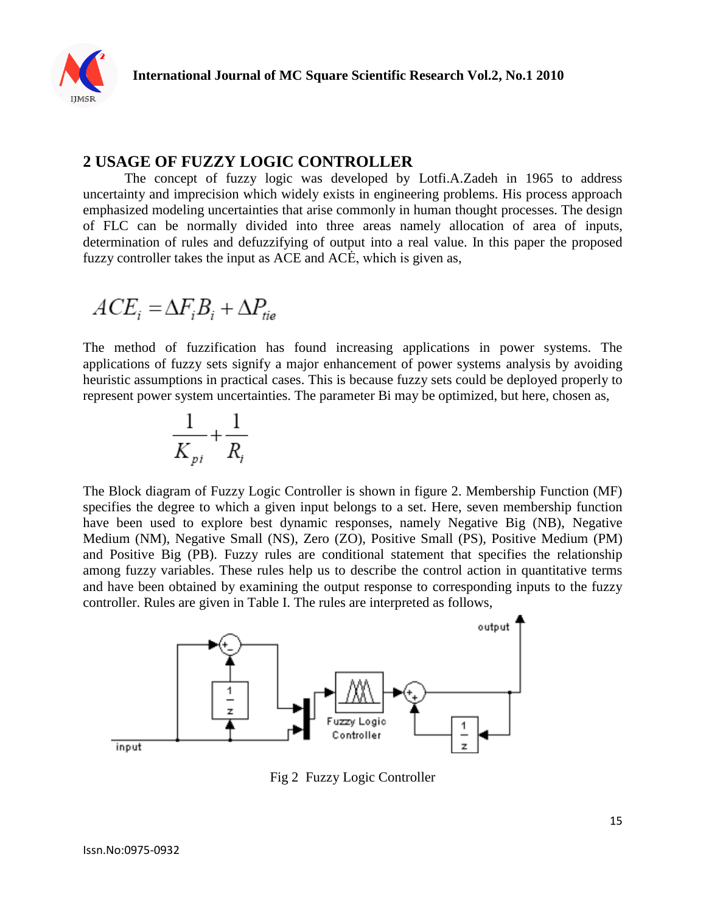## 2 USAGE OF FUZZY LOGIC CONTROLLER

The concept of fuzzy logic was developed by Lotfi.A.Zadeh in 1965 to address uncertainty and imprecision which widely exists in engineering problems. His process approach emphasized modeling uncertainties that arise commonly in human thought processes. The design of FLC can be normally divided into three areas namely allocation of area of inputs, determination of rules and defuzzifying of output into a real value. In this paper the proposed fuzzy controller takes the input as ACE and ACĖ, which is given as,

$$ACE_i = \Delta F_i B_i + \Delta P_{tie}$$

The method of fuzzification has found increasing applications in power systems. The applications of fuzzy sets signify a major enhancement of power systems analysis by avoiding heuristic assumptions in practical cases. This is because fuzzy sets could be deployed properly to represent power system uncertainties. The parameter Bi may be optimized, but here, chosen as,

$$\frac{1}{K_{pi}} + \frac{1}{R_i}$$

The Block diagram of Fuzzy Logic Controller is shown in figure 2. Membership Function (MF) specifies the degree to which a given input belongs to a set. Here, seven membership function have been used to explore best dynamic responses, namely Negative Big (NB), Negative Medium (NM), Negative Small (NS), Zero (ZO), Positive Small (PS), Positive Medium (PM) and Positive Big (PB). Fuzzy rules are conditional statement that specifies the relationship among fuzzy variables. These rules help us to describe the control action in quantitative terms and have been obtained by examining the output response to corresponding inputs to the fuzzy controller. Rules are given in Table I. The rules are interpreted as follows,

Fig 2 Fuzzy Logic Controller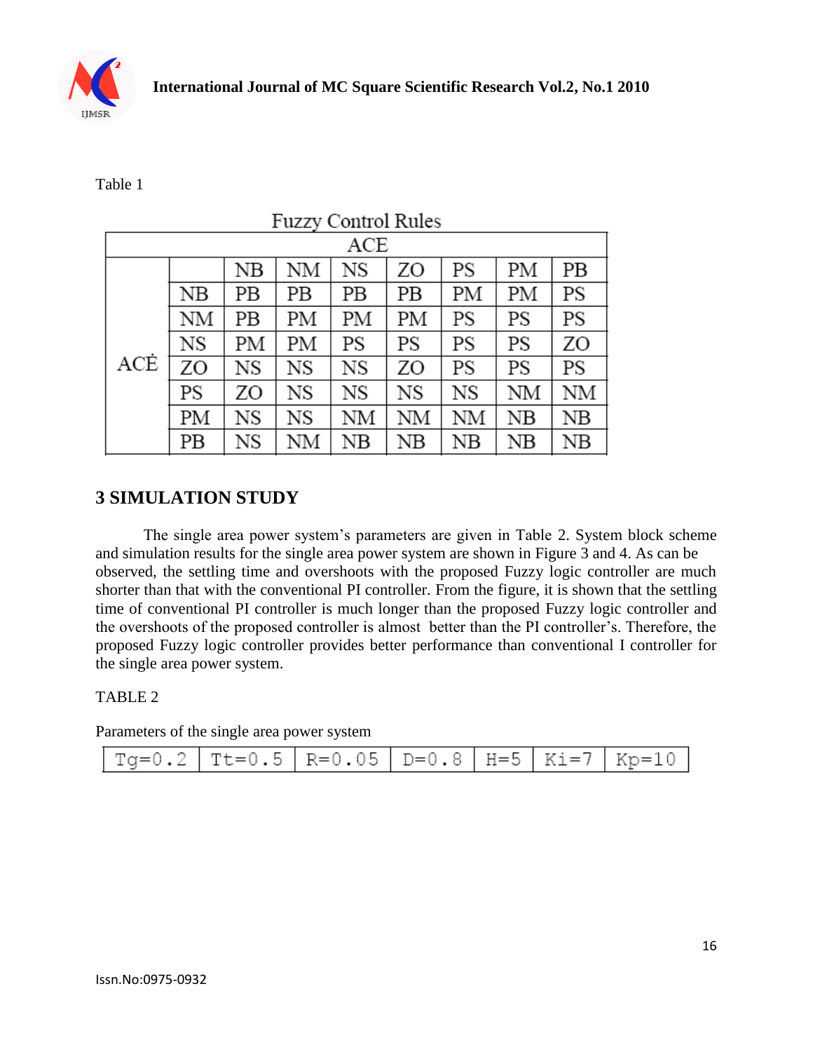Table 1

Fuzzy Control Rules

| | ACE | | | | | | | |
|---|---|---|---|---|---|---|---|---|
| | | NB | NM | NS | ZO | PS | PM | PB |
| ACĖ | NB | PB | PB | PB | PB | PM | PM | PS |
| | NM | PB | PM | PM | PM | PS | PS | PS |
| | NS | PM | PM | PS | PS | PS | PS | ZO |
| | ZO | NS | NS | NS | ZO | PS | PS | PS |
| | PS | ZO | NS | NS | NS | NS | NM | NM |
| | PM | NS | NS | NM | NM | NM | NB | NB |
| | PB | NS | NM | NB | NB | NB | NB | NB |

## 3 SIMULATION STUDY

The single area power system's parameters are given in Table 2. System block scheme and simulation results for the single area power system are shown in Figure 3 and 4. As can be observed, the settling time and overshoots with the proposed Fuzzy logic controller are much shorter than that with the conventional PI controller. From the figure, it is shown that the settling time of conventional PI controller is much longer than the proposed Fuzzy logic controller and the overshoots of the proposed controller is almost better than the PI controller's. Therefore, the proposed Fuzzy logic controller provides better performance than conventional I controller for the single area power system.

TABLE 2

Parameters of the single area power system

| Tg=0.2 | Tt=0.5 | R=0.05 | D=0.8 | H=5 | Ki=7 | Kp=10 |
|---|---|---|---|---|---|---|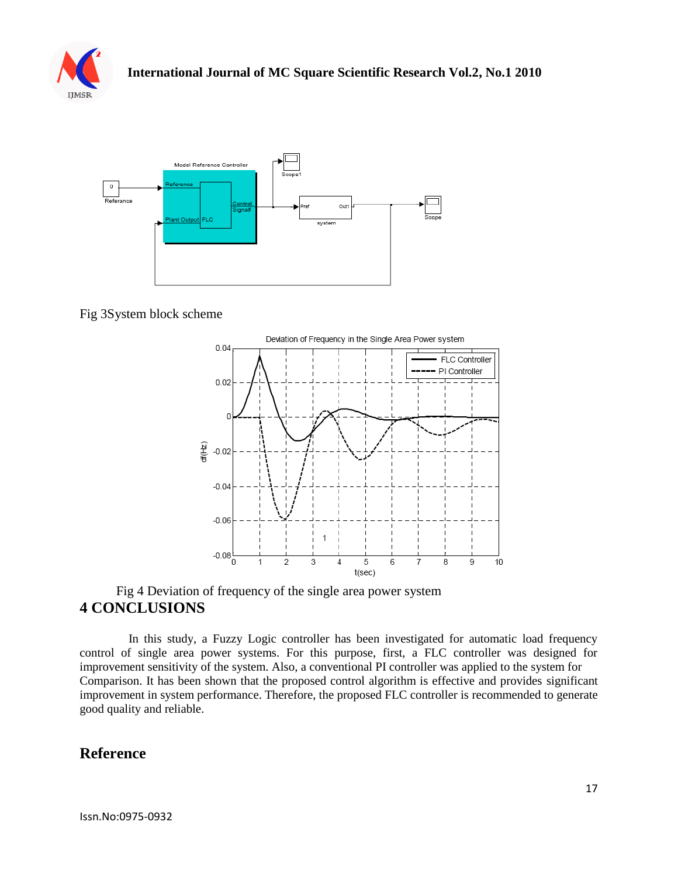Fig 3System block scheme

Fig 4 Deviation of frequency of the single area power system

## 4 CONCLUSIONS

In this study, a Fuzzy Logic controller has been investigated for automatic load frequency control of single area power systems. For this purpose, first, a FLC controller was designed for improvement sensitivity of the system. Also, a conventional PI controller was applied to the system for Comparison. It has been shown that the proposed control algorithm is effective and provides significant improvement in system performance. Therefore, the proposed FLC controller is recommended to generate good quality and reliable.

## Reference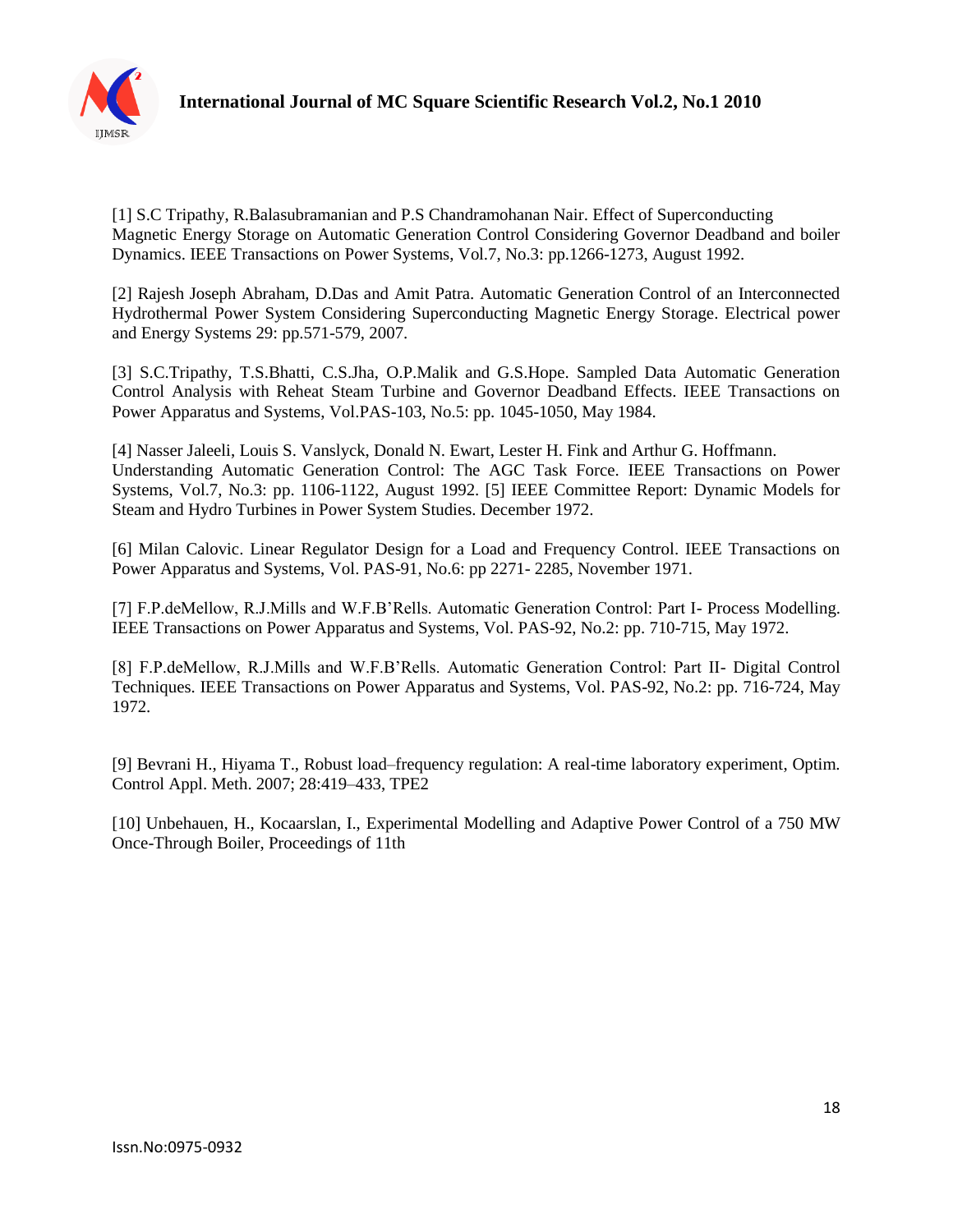[1] S.C Tripathy, R.Balasubramanian and P.S Chandramohanan Nair. Effect of Superconducting Magnetic Energy Storage on Automatic Generation Control Considering Governor Deadband and boiler Dynamics. IEEE Transactions on Power Systems, Vol.7, No.3: pp.1266-1273, August 1992.

[2] Rajesh Joseph Abraham, D.Das and Amit Patra. Automatic Generation Control of an Interconnected Hydrothermal Power System Considering Superconducting Magnetic Energy Storage. Electrical power and Energy Systems 29: pp.571-579, 2007.

[3] S.C.Tripathy, T.S.Bhatti, C.S.Jha, O.P.Malik and G.S.Hope. Sampled Data Automatic Generation Control Analysis with Reheat Steam Turbine and Governor Deadband Effects. IEEE Transactions on Power Apparatus and Systems, Vol.PAS-103, No.5: pp. 1045-1050, May 1984.

[4] Nasser Jaleeli, Louis S. Vanslyck, Donald N. Ewart, Lester H. Fink and Arthur G. Hoffmann. Understanding Automatic Generation Control: The AGC Task Force. IEEE Transactions on Power Systems, Vol.7, No.3: pp. 1106-1122, August 1992. [5] IEEE Committee Report: Dynamic Models for Steam and Hydro Turbines in Power System Studies. December 1972.

[6] Milan Calovic. Linear Regulator Design for a Load and Frequency Control. IEEE Transactions on Power Apparatus and Systems, Vol. PAS-91, No.6: pp 2271- 2285, November 1971.

[7] F.P.deMellow, R.J.Mills and W.F.B'Rells. Automatic Generation Control: Part I- Process Modelling. IEEE Transactions on Power Apparatus and Systems, Vol. PAS-92, No.2: pp. 710-715, May 1972.

[8] F.P.deMellow, R.J.Mills and W.F.B'Rells. Automatic Generation Control: Part II- Digital Control Techniques. IEEE Transactions on Power Apparatus and Systems, Vol. PAS-92, No.2: pp. 716-724, May 1972.

[9] Bevrani H., Hiyama T., Robust load–frequency regulation: A real-time laboratory experiment, Optim. Control Appl. Meth. 2007; 28:419–433, TPE2

[10] Unbehauen, H., Kocaarslan, I., Experimental Modelling and Adaptive Power Control of a 750 MW Once-Through Boiler, Proceedings of 11th